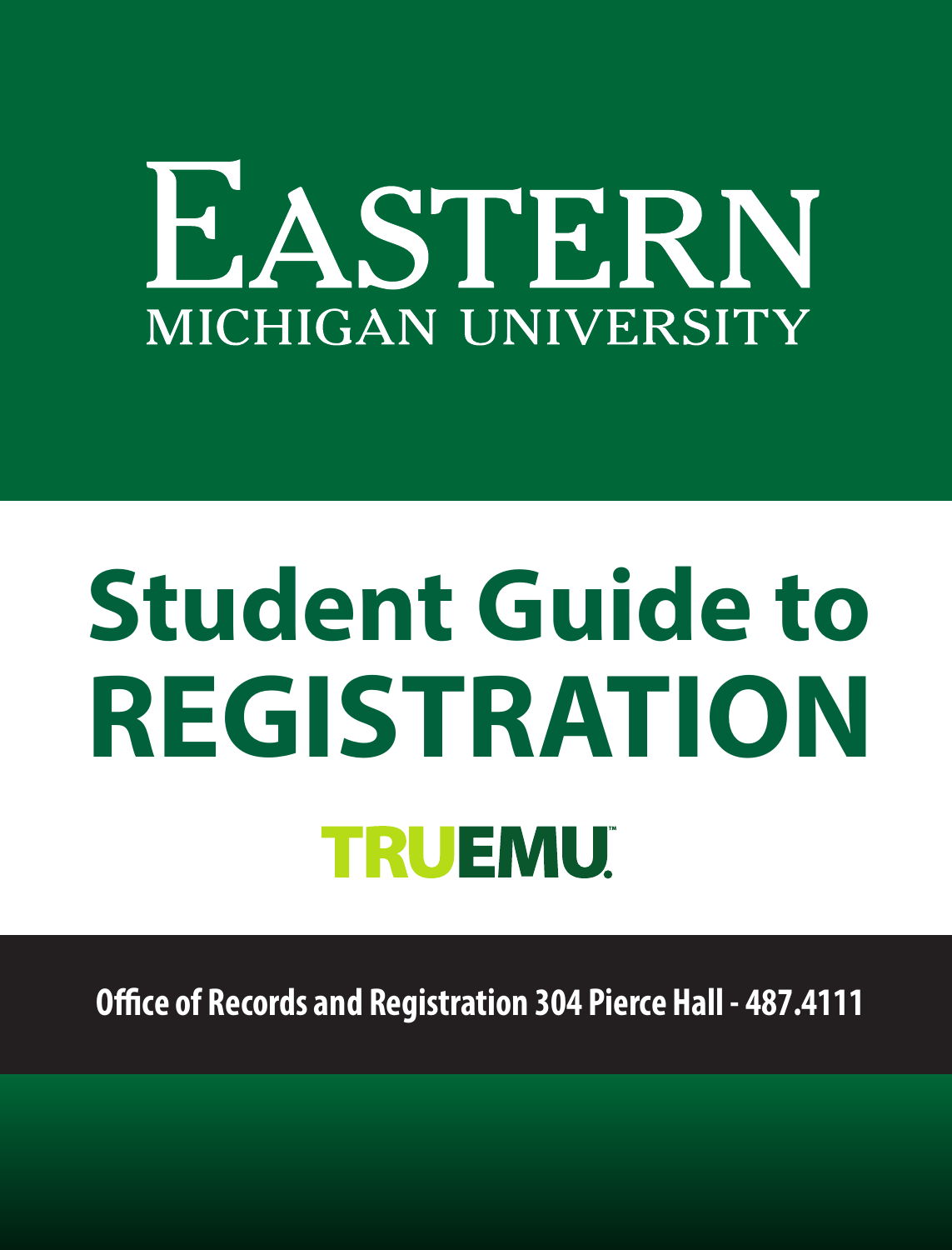# EASTERN MICHIGAN UNIVERSITY

# Student Guide to REGISTRATION

TRUEMU™

**Office of Records and Registration 304 Pierce Hall - 487.4111**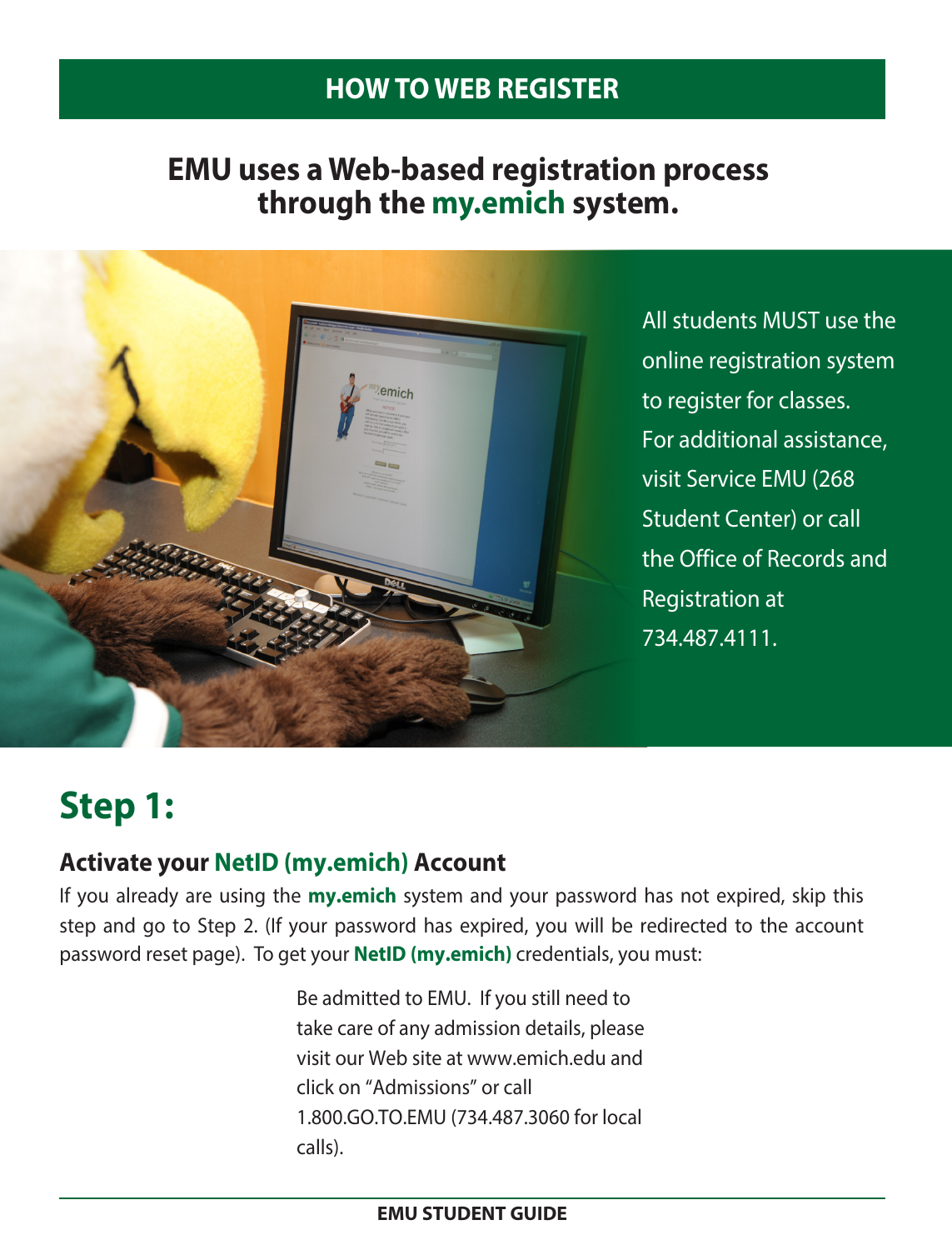# HOW TO WEB REGISTER

## EMU uses a Web-based registration process through the my.emich system.

All students MUST use the online registration system to register for classes. For additional assistance, visit Service EMU (268 Student Center) or call the Office of Records and Registration at 734.487.4111.

## Step 1:

### Activate your NetID (my.emich) Account

If you already are using the **my.emich** system and your password has not expired, skip this step and go to Step 2. (If your password has expired, you will be redirected to the account password reset page). To get your **NetID (my.emich)** credentials, you must:

Be admitted to EMU. If you still need to take care of any admission details, please visit our Web site at www.emich.edu and click on "Admissions" or call 1.800.GO.TO.EMU (734.487.3060 for local calls).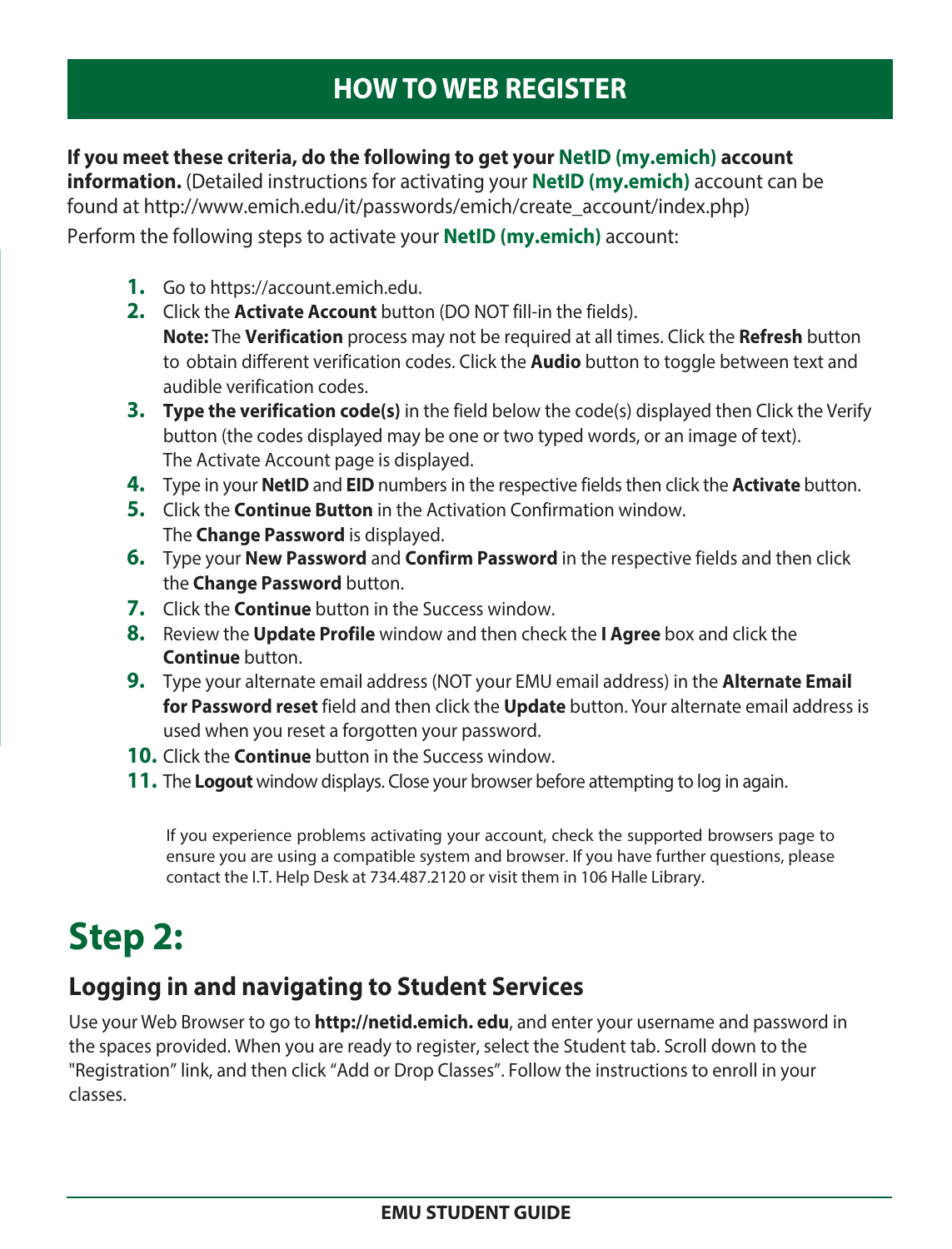# HOW TO WEB REGISTER

**If you meet these criteria, do the following to get your NetID (my.emich) account information.** (Detailed instructions for activating your **NetID (my.emich)** account can be found at http://www.emich.edu/it/passwords/emich/create_account/index.php)

Perform the following steps to activate your **NetID (my.emich)** account:

1. Go to https://account.emich.edu.
2. Click the **Activate Account** button (DO NOT fill-in the fields).
   **Note:** The **Verification** process may not be required at all times. Click the **Refresh** button to obtain different verification codes. Click the **Audio** button to toggle between text and audible verification codes.
3. **Type the verification code(s)** in the field below the code(s) displayed then Click the Verify button (the codes displayed may be one or two typed words, or an image of text).
   The Activate Account page is displayed.
4. Type in your **NetID** and **EID** numbers in the respective fields then click the **Activate** button.
5. Click the **Continue Button** in the Activation Confirmation window.
   The **Change Password** is displayed.
6. Type your **New Password** and **Confirm Password** in the respective fields and then click the **Change Password** button.
7. Click the **Continue** button in the Success window.
8. Review the **Update Profile** window and then check the **I Agree** box and click the **Continue** button.
9. Type your alternate email address (NOT your EMU email address) in the **Alternate Email for Password reset** field and then click the **Update** button. Your alternate email address is used when you reset a forgotten your password.
10. Click the **Continue** button in the Success window.
11. The **Logout** window displays. Close your browser before attempting to log in again.

If you experience problems activating your account, check the supported browsers page to ensure you are using a compatible system and browser. If you have further questions, please contact the I.T. Help Desk at 734.487.2120 or visit them in 106 Halle Library.

# Step 2:

## Logging in and navigating to Student Services

Use your Web Browser to go to **http://netid.emich. edu**, and enter your username and password in the spaces provided. When you are ready to register, select the Student tab. Scroll down to the "Registration" link, and then click "Add or Drop Classes". Follow the instructions to enroll in your classes.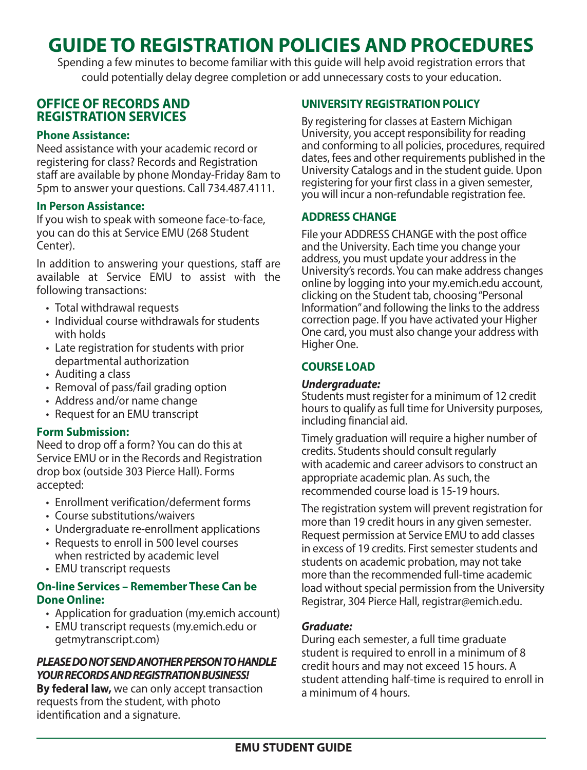# GUIDE TO REGISTRATION POLICIES AND PROCEDURES

Spending a few minutes to become familiar with this guide will help avoid registration errors that could potentially delay degree completion or add unnecessary costs to your education.

## OFFICE OF RECORDS AND REGISTRATION SERVICES

### Phone Assistance:

Need assistance with your academic record or registering for class? Records and Registration staff are available by phone Monday-Friday 8am to 5pm to answer your questions. Call 734.487.4111.

### In Person Assistance:

If you wish to speak with someone face-to-face, you can do this at Service EMU (268 Student Center).

In addition to answering your questions, staff are available at Service EMU to assist with the following transactions:

- Total withdrawal requests
- Individual course withdrawals for students with holds
- Late registration for students with prior departmental authorization
- Auditing a class
- Removal of pass/fail grading option
- Address and/or name change
- Request for an EMU transcript

### Form Submission:

Need to drop off a form? You can do this at Service EMU or in the Records and Registration drop box (outside 303 Pierce Hall). Forms accepted:

- Enrollment verification/deferment forms
- Course substitutions/waivers
- Undergraduate re-enrollment applications
- Requests to enroll in 500 level courses when restricted by academic level
- EMU transcript requests

### On-line Services – Remember These Can be Done Online:

- Application for graduation (my.emich account)
- EMU transcript requests (my.emich.edu or getmytranscript.com)

***PLEASE DO NOT SEND ANOTHER PERSON TO HANDLE YOUR RECORDS AND REGISTRATION BUSINESS!***

**By federal law,** we can only accept transaction requests from the student, with photo identification and a signature.

## UNIVERSITY REGISTRATION POLICY

By registering for classes at Eastern Michigan University, you accept responsibility for reading and conforming to all policies, procedures, required dates, fees and other requirements published in the University Catalogs and in the student guide. Upon registering for your first class in a given semester, you will incur a non-refundable registration fee.

## ADDRESS CHANGE

File your ADDRESS CHANGE with the post office and the University. Each time you change your address, you must update your address in the University's records. You can make address changes online by logging into your my.emich.edu account, clicking on the Student tab, choosing "Personal Information" and following the links to the address correction page. If you have activated your Higher One card, you must also change your address with Higher One.

## COURSE LOAD

***Undergraduate:***

Students must register for a minimum of 12 credit hours to qualify as full time for University purposes, including financial aid.

Timely graduation will require a higher number of credits. Students should consult regularly with academic and career advisors to construct an appropriate academic plan. As such, the recommended course load is 15-19 hours.

The registration system will prevent registration for more than 19 credit hours in any given semester. Request permission at Service EMU to add classes in excess of 19 credits. First semester students and students on academic probation, may not take more than the recommended full-time academic load without special permission from the University Registrar, 304 Pierce Hall, registrar@emich.edu.

***Graduate:***

During each semester, a full time graduate student is required to enroll in a minimum of 8 credit hours and may not exceed 15 hours. A student attending half-time is required to enroll in a minimum of 4 hours.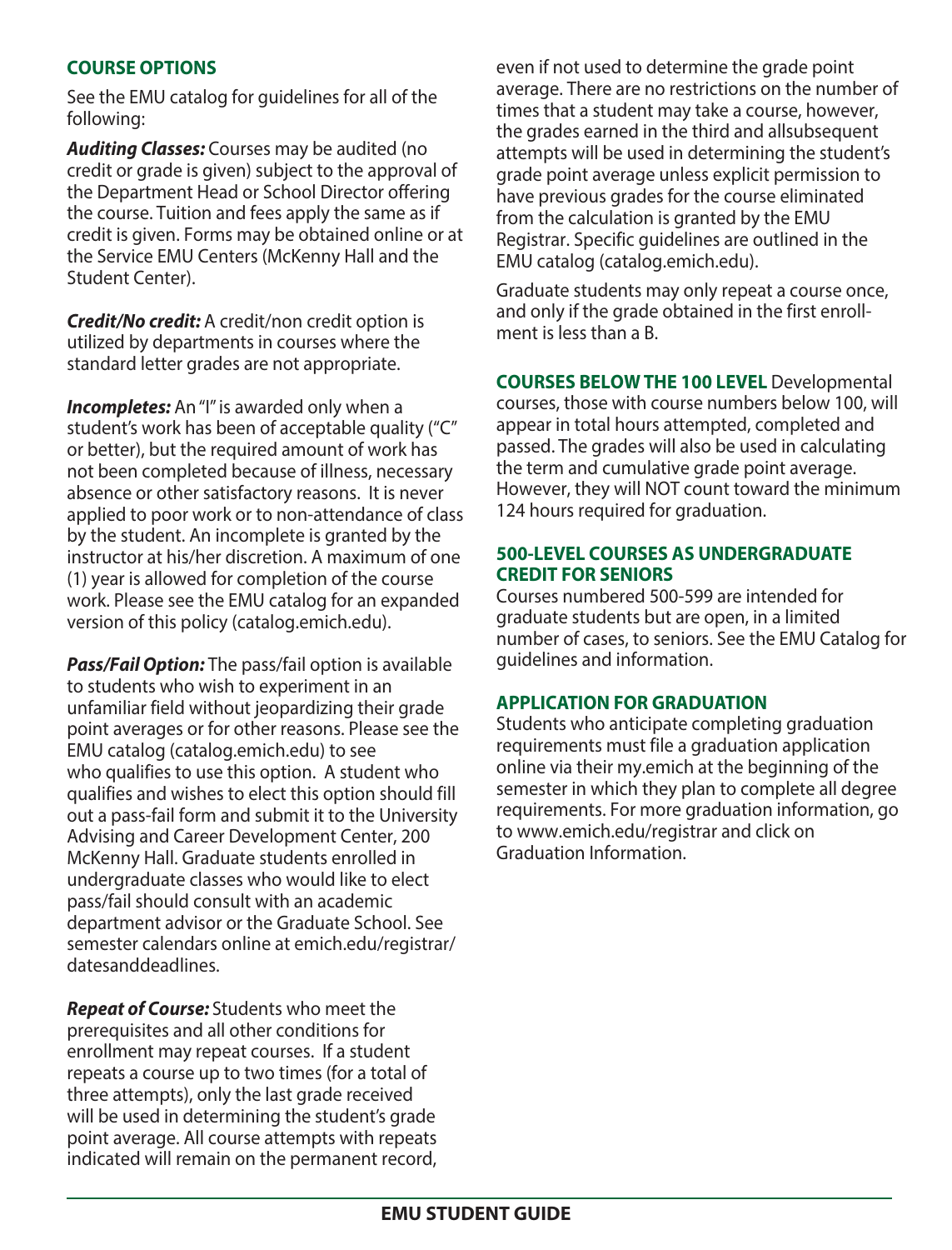## COURSE OPTIONS

See the EMU catalog for guidelines for all of the following:

***Auditing Classes:*** Courses may be audited (no credit or grade is given) subject to the approval of the Department Head or School Director offering the course. Tuition and fees apply the same as if credit is given. Forms may be obtained online or at the Service EMU Centers (McKenny Hall and the Student Center).

***Credit/No credit:*** A credit/non credit option is utilized by departments in courses where the standard letter grades are not appropriate.

***Incompletes:*** An "I" is awarded only when a student's work has been of acceptable quality ("C" or better), but the required amount of work has not been completed because of illness, necessary absence or other satisfactory reasons. It is never applied to poor work or to non-attendance of class by the student. An incomplete is granted by the instructor at his/her discretion. A maximum of one (1) year is allowed for completion of the course work. Please see the EMU catalog for an expanded version of this policy (catalog.emich.edu).

***Pass/Fail Option:*** The pass/fail option is available to students who wish to experiment in an unfamiliar field without jeopardizing their grade point averages or for other reasons. Please see the EMU catalog (catalog.emich.edu) to see who qualifies to use this option. A student who qualifies and wishes to elect this option should fill out a pass-fail form and submit it to the University Advising and Career Development Center, 200 McKenny Hall. Graduate students enrolled in undergraduate classes who would like to elect pass/fail should consult with an academic department advisor or the Graduate School. See semester calendars online at emich.edu/registrar/datesanddeadlines.

***Repeat of Course:*** Students who meet the prerequisites and all other conditions for enrollment may repeat courses. If a student repeats a course up to two times (for a total of three attempts), only the last grade received will be used in determining the student's grade point average. All course attempts with repeats indicated will remain on the permanent record, even if not used to determine the grade point average. There are no restrictions on the number of times that a student may take a course, however, the grades earned in the third and allsubsequent attempts will be used in determining the student's grade point average unless explicit permission to have previous grades for the course eliminated from the calculation is granted by the EMU Registrar. Specific guidelines are outlined in the EMU catalog (catalog.emich.edu).

Graduate students may only repeat a course once, and only if the grade obtained in the first enrollment is less than a B.

**COURSES BELOW THE 100 LEVEL** Developmental courses, those with course numbers below 100, will appear in total hours attempted, completed and passed. The grades will also be used in calculating the term and cumulative grade point average. However, they will NOT count toward the minimum 124 hours required for graduation.

## 500-LEVEL COURSES AS UNDERGRADUATE CREDIT FOR SENIORS

Courses numbered 500-599 are intended for graduate students but are open, in a limited number of cases, to seniors. See the EMU Catalog for guidelines and information.

## APPLICATION FOR GRADUATION

Students who anticipate completing graduation requirements must file a graduation application online via their my.emich at the beginning of the semester in which they plan to complete all degree requirements. For more graduation information, go to www.emich.edu/registrar and click on Graduation Information.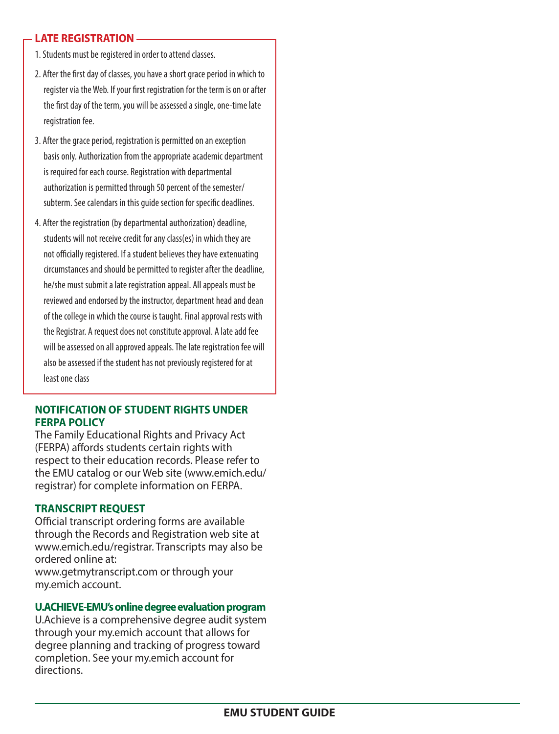## LATE REGISTRATION

1. Students must be registered in order to attend classes.
2. After the first day of classes, you have a short grace period in which to register via the Web. If your first registration for the term is on or after the first day of the term, you will be assessed a single, one-time late registration fee.
3. After the grace period, registration is permitted on an exception basis only. Authorization from the appropriate academic department is required for each course. Registration with departmental authorization is permitted through 50 percent of the semester/ subterm. See calendars in this guide section for specific deadlines.
4. After the registration (by departmental authorization) deadline, students will not receive credit for any class(es) in which they are not officially registered. If a student believes they have extenuating circumstances and should be permitted to register after the deadline, he/she must submit a late registration appeal. All appeals must be reviewed and endorsed by the instructor, department head and dean of the college in which the course is taught. Final approval rests with the Registrar. A request does not constitute approval. A late add fee will be assessed on all approved appeals. The late registration fee will also be assessed if the student has not previously registered for at least one class

## NOTIFICATION OF STUDENT RIGHTS UNDER FERPA POLICY

The Family Educational Rights and Privacy Act (FERPA) affords students certain rights with respect to their education records. Please refer to the EMU catalog or our Web site (www.emich.edu/registrar) for complete information on FERPA.

## TRANSCRIPT REQUEST

Official transcript ordering forms are available through the Records and Registration web site at www.emich.edu/registrar. Transcripts may also be ordered online at:
www.getmytranscript.com or through your my.emich account.

## U.ACHIEVE-EMU's online degree evaluation program

U.Achieve is a comprehensive degree audit system through your my.emich account that allows for degree planning and tracking of progress toward completion. See your my.emich account for directions.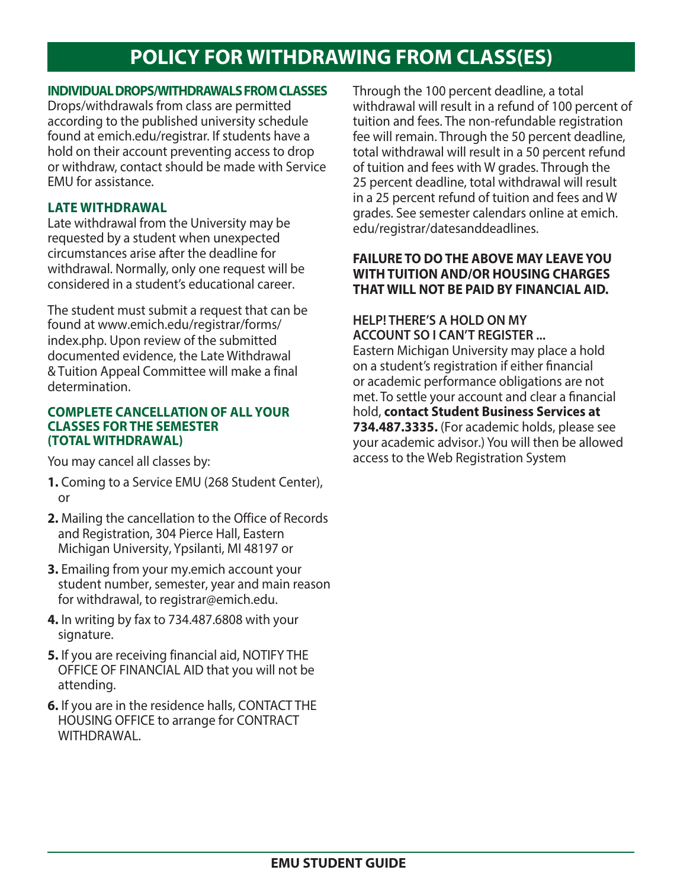# POLICY FOR WITHDRAWING FROM CLASS(ES)

## INDIVIDUAL DROPS/WITHDRAWALS FROM CLASSES

Drops/withdrawals from class are permitted according to the published university schedule found at emich.edu/registrar. If students have a hold on their account preventing access to drop or withdraw, contact should be made with Service EMU for assistance.

## LATE WITHDRAWAL

Late withdrawal from the University may be requested by a student when unexpected circumstances arise after the deadline for withdrawal. Normally, only one request will be considered in a student's educational career.

The student must submit a request that can be found at www.emich.edu/registrar/forms/index.php. Upon review of the submitted documented evidence, the Late Withdrawal & Tuition Appeal Committee will make a final determination.

## COMPLETE CANCELLATION OF ALL YOUR CLASSES FOR THE SEMESTER (TOTAL WITHDRAWAL)

You may cancel all classes by:

1. Coming to a Service EMU (268 Student Center), or
2. Mailing the cancellation to the Office of Records and Registration, 304 Pierce Hall, Eastern Michigan University, Ypsilanti, MI 48197 or
3. Emailing from your my.emich account your student number, semester, year and main reason for withdrawal, to registrar@emich.edu.
4. In writing by fax to 734.487.6808 with your signature.
5. If you are receiving financial aid, NOTIFY THE OFFICE OF FINANCIAL AID that you will not be attending.
6. If you are in the residence halls, CONTACT THE HOUSING OFFICE to arrange for CONTRACT WITHDRAWAL.

Through the 100 percent deadline, a total withdrawal will result in a refund of 100 percent of tuition and fees. The non-refundable registration fee will remain. Through the 50 percent deadline, total withdrawal will result in a 50 percent refund of tuition and fees with W grades. Through the 25 percent deadline, total withdrawal will result in a 25 percent refund of tuition and fees and W grades. See semester calendars online at emich.edu/registrar/datesanddeadlines.

**FAILURE TO DO THE ABOVE MAY LEAVE YOU WITH TUITION AND/OR HOUSING CHARGES THAT WILL NOT BE PAID BY FINANCIAL AID.**

## HELP! THERE'S A HOLD ON MY ACCOUNT SO I CAN'T REGISTER ...

Eastern Michigan University may place a hold on a student's registration if either financial or academic performance obligations are not met. To settle your account and clear a financial hold, **contact Student Business Services at 734.487.3335.** (For academic holds, please see your academic advisor.) You will then be allowed access to the Web Registration System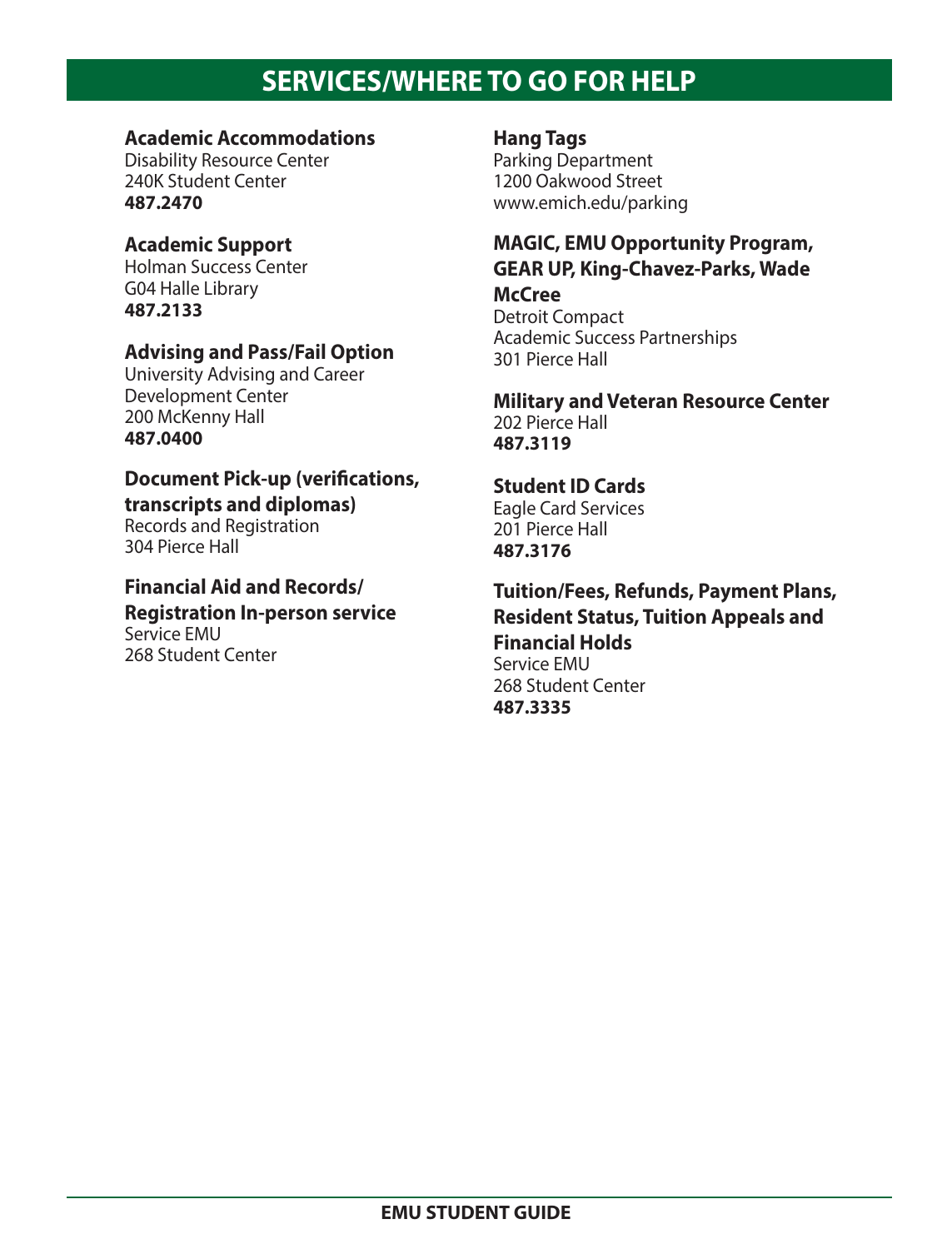# SERVICES/WHERE TO GO FOR HELP

**Academic Accommodations**
Disability Resource Center
240K Student Center
**487.2470**

**Academic Support**
Holman Success Center
G04 Halle Library
**487.2133**

**Advising and Pass/Fail Option**
University Advising and Career Development Center
200 McKenny Hall
**487.0400**

**Document Pick-up (verifications, transcripts and diplomas)**
Records and Registration
304 Pierce Hall

**Financial Aid and Records/ Registration In-person service**
Service EMU
268 Student Center

**Hang Tags**
Parking Department
1200 Oakwood Street
www.emich.edu/parking

**MAGIC, EMU Opportunity Program, GEAR UP, King-Chavez-Parks, Wade McCree**
Detroit Compact
Academic Success Partnerships
301 Pierce Hall

**Military and Veteran Resource Center**
202 Pierce Hall
**487.3119**

**Student ID Cards**
Eagle Card Services
201 Pierce Hall
**487.3176**

**Tuition/Fees, Refunds, Payment Plans, Resident Status, Tuition Appeals and Financial Holds**
Service EMU
268 Student Center
**487.3335**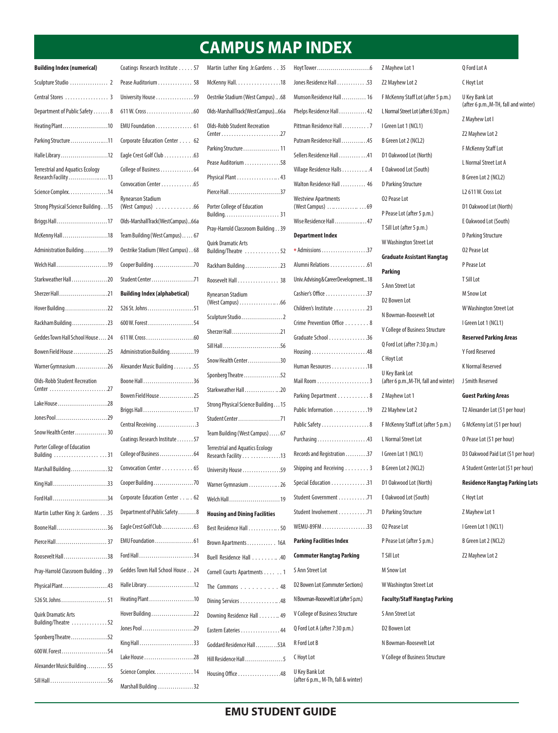# CAMPUS MAP INDEX

**Building Index (numerical)**

Sculpture Studio ................. 2

Central Stores ................. 3

Department of Public Safety ....... 8

Heating Plant......................10

Parking Structure..................11

Halle Library......................12

Terrestrial and Aquatics Ecology Research Facility..................13

Science Complex..................14

Strong Physical Science Building...15

Briggs Hall.........................17

McKenny Hall......................18

Administration Building...........19

Welch Hall.........................19

Starkweather Hall..................20

Sherzer Hall........................21

Hover Building.....................22

Rackham Building..................23

Geddes Town Hall School House.... 24

Bowen Field House.................25

Warner Gymnasium................26

Olds-Robb Student Recreation Center .........................27

Lake House.........................28

Jones Pool..........................29

Snow Health Center................ 30

Porter College of Education Building ................... ...31

Marshall Building..................32

King Hall...........................33

Ford Hall...........................34

Martin Luther King Jr. Gardens . . .35

Boone Hall..........................36

Pierce Hall.......................... 37

Roosevelt Hall......................38

Pray-Harrold Classroom Building . . 39

Physical Plant.......................43

526 St. Johns....................... 51

Quirk Dramatic Arts Building/Theatre ..............52

Sponberg Theatre...................52

600 W. Forest.......................54

Alexander Music Building.......... 55

Sill Hall...........................56

Coatings Research Institute . . . . . 57

Pease Auditorium .............. 58

University House ................59

611 W. Cross......................60

EMU Foundation ............... 61

Corporate Education Center . . . . 62

Eagle Crest Golf Club ............63

College of Business ..............64

Convocation Center .............65

Rynearson Stadium (West Campus) .............66

Olds-Marshall Track (West Campus)...66a

Team Building (West Campus)..... 67

Oestrike Stadium (West Campus) . . 68

Cooper Building....................70

Student Center.....................71

**Building Index (alphabetical)**

526 St. Johns.......................51

600 W. Forest.......................54

611 W. Cross.......................60

Administration Building.............19

Alexander Music Building ........55

Boone Hall........................36

Bowen Field House.................25

Briggs Hall........................17

Central Receiving...................3

Coatings Research Institute.......57

College of Business.................64

Convocation Center ........... 65

Cooper Building....................70

Corporate Education Center . . .. 62

Department of Public Safety.........8

Eagle Crest Golf Club................63

EMU Foundation...................61

Ford Hall..........................34

Geddes Town Hall School House . . 24

Halle Library.......................12

Heating Plant......................10

Hover Building.....................22

Jones Pool.........................29

King Hall..........................33

Lake House........................28

Science Complex..................14

Marshall Building .................32

Martin Luther King Jr.Gardens . . 35

McKenny Hall..................18

Oestrike Stadium (West Campus) ...68

Olds-Marshall Track (West Campus)...66a

Olds-Robb Student Recreation Center.........................27

Parking Structure.................. 11

Pease Auditorium ...............58

Physical Plant ................. 43

Pierce Hall..........................37

Porter College of Education Building......................... 31

Pray-Harrold Classroom Building . . 39

Quirk Dramatic Arts Building/Theatre .............52

Rackham Building................23

Roosevelt Hall ................ 38

Rynearson Stadium (West Campus) .................66

Sculpture Studio.....................2

Sherzer Hall........................21

Sill Hall............................56

Snow Health Center................30

Sponberg Theatre..................52

Starkweather Hall.................20

Strong Physical Science Building . . . 15

Student Center.....................71

Team Building (West Campus).....67

Terrestrial and Aquatics Ecology Research Facility . . . .............13

University House.................59

Warner Gymnasium.............26

Welch Hall.........................19

**Housing and Dining Facilities**

Best Residence Hall ............50

Brown Apartments........... 16A

Buell Residence Hall ........ .40

Cornell Courts Apartments . . . . . . 1

The Commons . . . . . . . . . . 48

Dining Services ..................48

Downing Residence Hall ........ 49

Eastern Eateries ................ 44

Goddard Residence Hall...........53A

Hill Residence Hall...................5

Housing Office ..................48

Hoyt Tower...........................6

Jones Residence Hall ............ 53

Munson Residence Hall............ 16

Phelps Residence Hall .............42

Pittman Residence Hall ........... 7

Putnam Residence Hall ............45

Sellers Residence Hall............41

Village Residence Halls .............4

Walton Residence Hall ........... 46

Westview Apartments (West Campus) .............. ....69

Wise Residence Hall................47

**Department Index**

* Admissions ....................37

Alumni Relations ...............61

Univ. Advising & Career Development...18

Cashier's Office .................37

Children's Institute .............23

Crime Prevention Office ........ 8

Graduate School ...............36

Housing .......................48

Human Resources ..............18

Mail Room .....................3

Parking Department ........... 8

Public Information .............19

Public Safety ...................8

Purchasing .....................43

Records and Registration ..........37

Shipping and Receiving ........ 3

Special Education ..............31

Student Government ...........71

Student Involvement ...........71

WEMU-89FM ..................33

**Parking Facilities Index**

**Commuter Hangtag Parking**

S Ann Street Lot

D2 Bowen Lot (Commuter Sections)

N Bowman-Roosevelt Lot (after 5 p.m.)

V College of Business Structure

Q Ford Lot A (after 7:30 p.m.)

R Ford Lot B

C Hoyt Lot

U Key Bank Lot (after 6 p.m., M-Th, fall & winter)

Z Mayhew Lot 1

Z2 Mayhew Lot 2

F McKenny Staff Lot (after 5 p.m.)

L Normal Street Lot (after 6:30 p.m.)

I Green Lot 1 (NCL1)

B Green Lot 2 (NCL2)

D1 Oakwood Lot (North)

E Oakwood Lot (South)

D Parking Structure

O2 Pease Lot

P Pease Lot (after 5 p.m.)

T Sill Lot (after 5 p.m.)

W Washington Street Lot

**Graduate Assistant Hangtag Parking**

S Ann Street Lot

D2 Bowen Lot

N Bowman-Roosevelt Lot

V College of Business Structure

Q Ford Lot (after 7:30 p.m.)

C Hoyt Lot

U Key Bank Lot (after 6 p.m., M-TH, fall and winter)

Z Mayhew Lot 1

Z2 Mayhew Lot 2

F McKenny Staff Lot (after 5 p.m.)

L Normal Street Lot

I Green Lot 1 (NCL1)

B Green Lot 2 (NCL2)

D1 Oakwood Lot (North)

E Oakwood Lot (South)

D Parking Structure

O2 Pease Lot

P Pease Lot (after 5 p.m.)

T Sill Lot

M Snow Lot

W Washington Street Lot

**Faculty/Staff Hangtag Parking**

S Ann Street Lot

D2 Bowen Lot

N Bowman-Roosevelt Lot

V College of Business Structure

Q Ford Lot A

C Hoyt Lot

U Key Bank Lot (after 6 p.m., M-TH, fall and winter)

Z Mayhew Lot I

Z2 Mayhew Lot 2

F McKenny Staff Lot

L Normal Street Lot A

B Green Lot 2 (NCL2)

L2 611 W. Cross Lot

D1 Oakwood Lot (North)

E Oakwood Lot (South)

D Parking Structure

O2 Pease Lot

P Pease Lot

T Sill Lot

M Snow Lot

W Washington Street Lot

I Green Lot 1 (NCL1)

**Reserved Parking Areas**

Y Ford Reserved

K Normal Reserved

J Smith Reserved

**Guest Parking Areas**

T2 Alexander Lot ($1 per hour)

G McKenny Lot ($1 per hour)

O Pease Lot ($1 per hour)

D3 Oakwood Paid Lot ($1 per hour)

A Student Center Lot ($1 per hour)

**Residence Hangtag Parking Lots**

C Hoyt Lot

Z Mayhew Lot 1

I Green Lot 1 (NCL1)

B Green Lot 2 (NCL2)

Z2 Mayhew Lot 2

**EMU STUDENT GUIDE**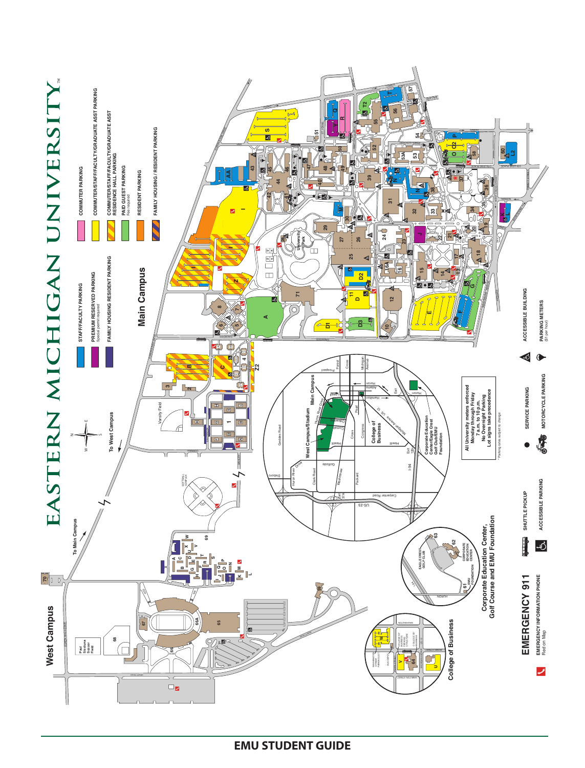# Eastern Michigan University

## Main Campus

- STAFF/FACULTY PARKING
- PREMIUM RESERVED PARKING (Special permit required)
- FAMILY HOUSING RESIDENT PARKING
- COMMUTER PARKING
- COMMUTER/STAFF/FACULTY/GRADUATE ASST PARKING
- COMMUTER/STAFF/FACULTY/GRADUATE ASST RESIDENCE HALL PARKING
- PAID GUEST PARKING (Fee required)
- RESIDENT PARKING
- FAMILY HOUSING / RESIDENT PARKING

To Main Campus

To West Campus

## West Campus

## College of Business

## Corporate Education Center, Golf Course and EMU Foundation

West Campus/Stadium

College of Business

Corporate Education Center/Eagle Crest Golf Club/EMU Foundation

All University meters enforced Monday through Friday 7 a.m. to 10 p.m.
No Overnight Parking
Lot signs take precedence

*Parking rates subject to change

- SHUTTLE PICKUP
- ACCESSIBLE PARKING
- SERVICE PARKING
- MOTORCYCLE PARKING
- ACCESSIBLE BUILDING
- PARKING METERS ($1 per hour)

## EMERGENCY 911

EMERGENCY INFORMATION PHONE
Red on Map

EMU STUDENT GUIDE